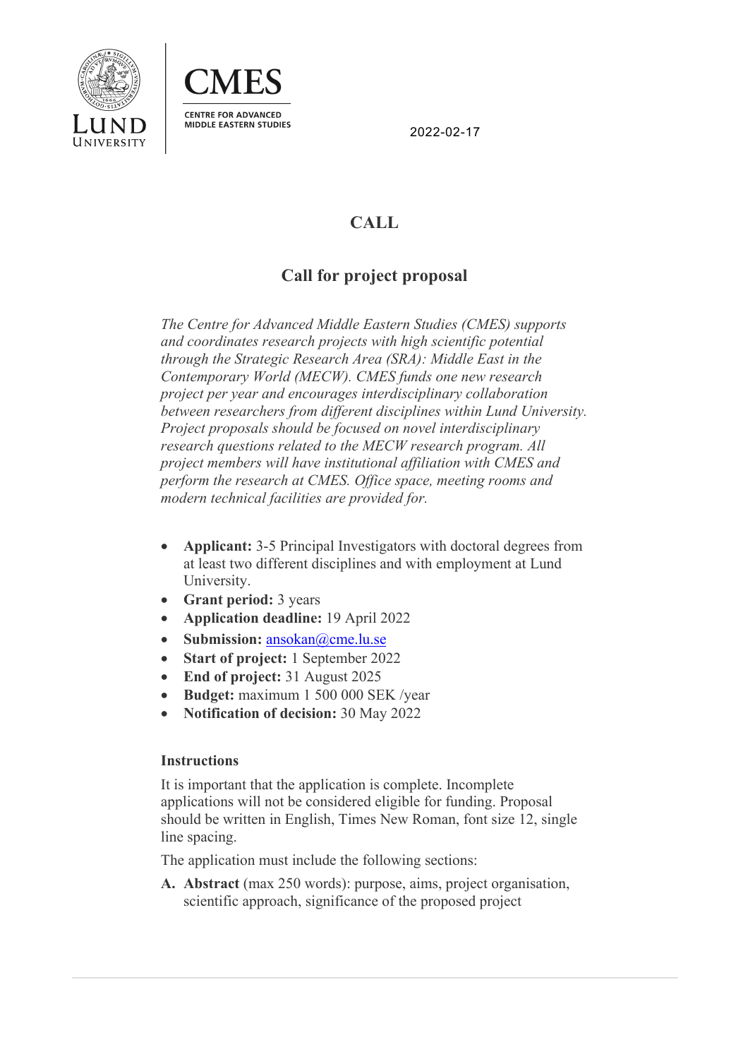CMES

CENTRE FOR ADVANCED MIDDLE EASTERN STUDIES

2022-02-17

# CALL

## Call for project proposal

*The Centre for Advanced Middle Eastern Studies (CMES) supports and coordinates research projects with high scientific potential through the Strategic Research Area (SRA): Middle East in the Contemporary World (MECW). CMES funds one new research project per year and encourages interdisciplinary collaboration between researchers from different disciplines within Lund University. Project proposals should be focused on novel interdisciplinary research questions related to the MECW research program. All project members will have institutional affiliation with CMES and perform the research at CMES. Office space, meeting rooms and modern technical facilities are provided for.*

- **Applicant:** 3-5 Principal Investigators with doctoral degrees from at least two different disciplines and with employment at Lund University.
- **Grant period:** 3 years
- **Application deadline:** 19 April 2022
- **Submission:** ansokan@cme.lu.se
- **Start of project:** 1 September 2022
- **End of project:** 31 August 2025
- **Budget:** maximum 1 500 000 SEK /year
- **Notification of decision:** 30 May 2022

### Instructions

It is important that the application is complete. Incomplete applications will not be considered eligible for funding. Proposal should be written in English, Times New Roman, font size 12, single line spacing.

The application must include the following sections:

**A. Abstract** (max 250 words): purpose, aims, project organisation, scientific approach, significance of the proposed project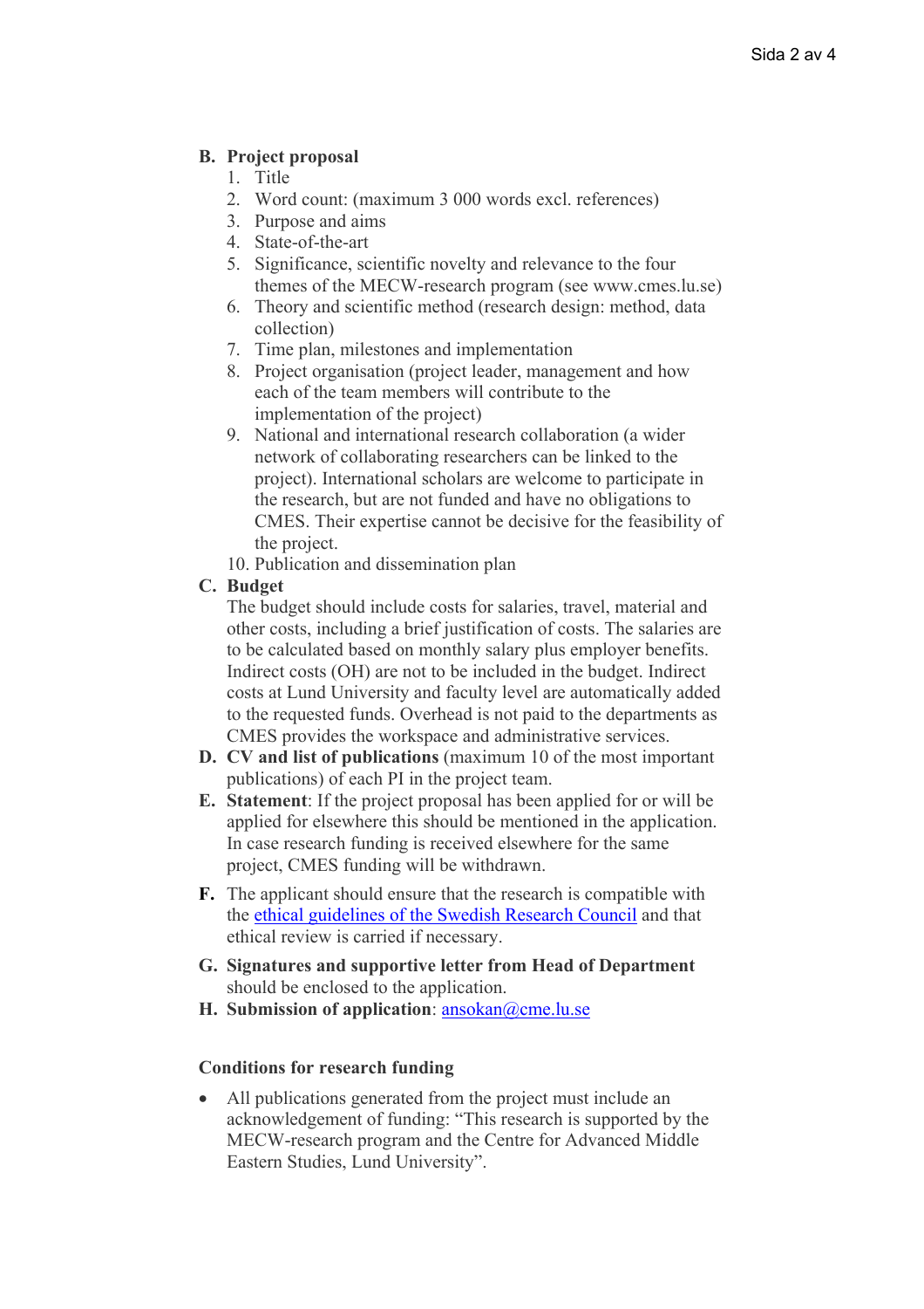**B. Project proposal**

1. Title
2. Word count: (maximum 3 000 words excl. references)
3. Purpose and aims
4. State-of-the-art
5. Significance, scientific novelty and relevance to the four themes of the MECW-research program (see www.cmes.lu.se)
6. Theory and scientific method (research design: method, data collection)
7. Time plan, milestones and implementation
8. Project organisation (project leader, management and how each of the team members will contribute to the implementation of the project)
9. National and international research collaboration (a wider network of collaborating researchers can be linked to the project). International scholars are welcome to participate in the research, but are not funded and have no obligations to CMES. Their expertise cannot be decisive for the feasibility of the project.
10. Publication and dissemination plan

**C. Budget**

The budget should include costs for salaries, travel, material and other costs, including a brief justification of costs. The salaries are to be calculated based on monthly salary plus employer benefits. Indirect costs (OH) are not to be included in the budget. Indirect costs at Lund University and faculty level are automatically added to the requested funds. Overhead is not paid to the departments as CMES provides the workspace and administrative services.

**D. CV and list of publications** (maximum 10 of the most important publications) of each PI in the project team.

**E. Statement**: If the project proposal has been applied for or will be applied for elsewhere this should be mentioned in the application. In case research funding is received elsewhere for the same project, CMES funding will be withdrawn.

**F.** The applicant should ensure that the research is compatible with the ethical guidelines of the Swedish Research Council and that ethical review is carried if necessary.

**G. Signatures and supportive letter from Head of Department** should be enclosed to the application.

**H. Submission of application**: ansokan@cme.lu.se

**Conditions for research funding**

- All publications generated from the project must include an acknowledgement of funding: "This research is supported by the MECW-research program and the Centre for Advanced Middle Eastern Studies, Lund University".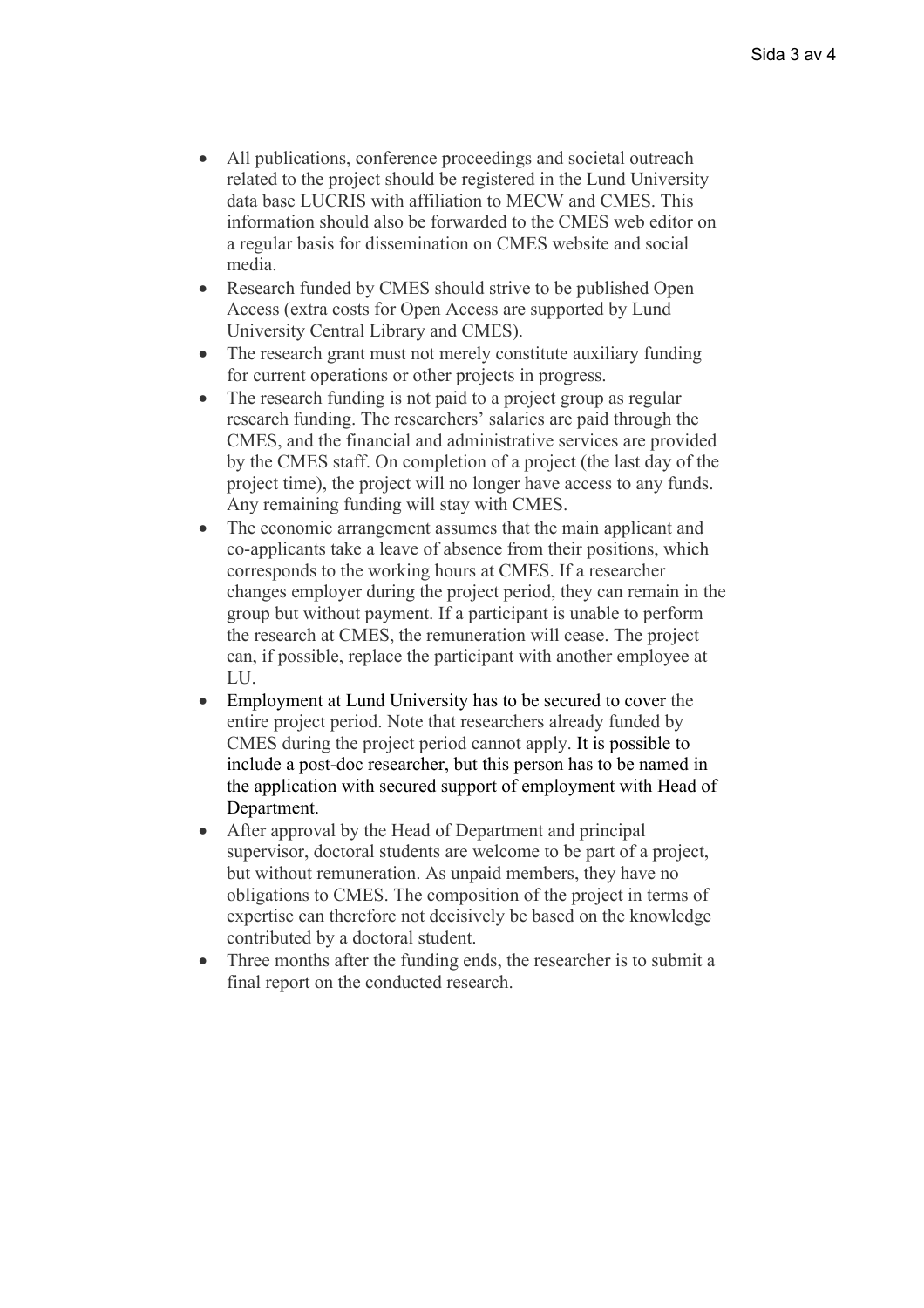- All publications, conference proceedings and societal outreach related to the project should be registered in the Lund University data base LUCRIS with affiliation to MECW and CMES. This information should also be forwarded to the CMES web editor on a regular basis for dissemination on CMES website and social media.
- Research funded by CMES should strive to be published Open Access (extra costs for Open Access are supported by Lund University Central Library and CMES).
- The research grant must not merely constitute auxiliary funding for current operations or other projects in progress.
- The research funding is not paid to a project group as regular research funding. The researchers' salaries are paid through the CMES, and the financial and administrative services are provided by the CMES staff. On completion of a project (the last day of the project time), the project will no longer have access to any funds. Any remaining funding will stay with CMES.
- The economic arrangement assumes that the main applicant and co-applicants take a leave of absence from their positions, which corresponds to the working hours at CMES. If a researcher changes employer during the project period, they can remain in the group but without payment. If a participant is unable to perform the research at CMES, the remuneration will cease. The project can, if possible, replace the participant with another employee at LU.
- Employment at Lund University has to be secured to cover the entire project period. Note that researchers already funded by CMES during the project period cannot apply. It is possible to include a post-doc researcher, but this person has to be named in the application with secured support of employment with Head of Department.
- After approval by the Head of Department and principal supervisor, doctoral students are welcome to be part of a project, but without remuneration. As unpaid members, they have no obligations to CMES. The composition of the project in terms of expertise can therefore not decisively be based on the knowledge contributed by a doctoral student.
- Three months after the funding ends, the researcher is to submit a final report on the conducted research.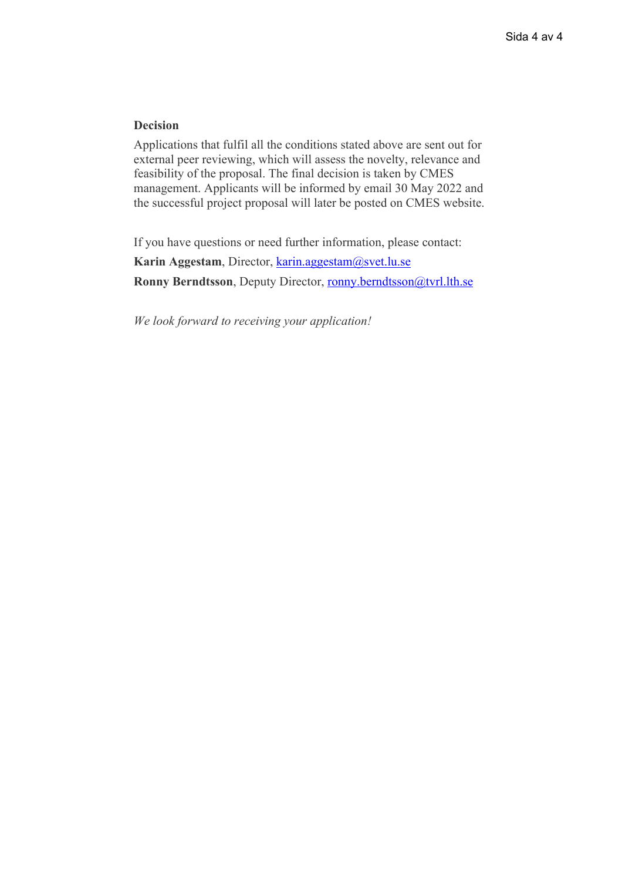**Decision**

Applications that fulfil all the conditions stated above are sent out for external peer reviewing, which will assess the novelty, relevance and feasibility of the proposal. The final decision is taken by CMES management. Applicants will be informed by email 30 May 2022 and the successful project proposal will later be posted on CMES website.

If you have questions or need further information, please contact:

**Karin Aggestam**, Director, karin.aggestam@svet.lu.se

**Ronny Berndtsson**, Deputy Director, ronny.berndtsson@tvrl.lth.se

*We look forward to receiving your application!*